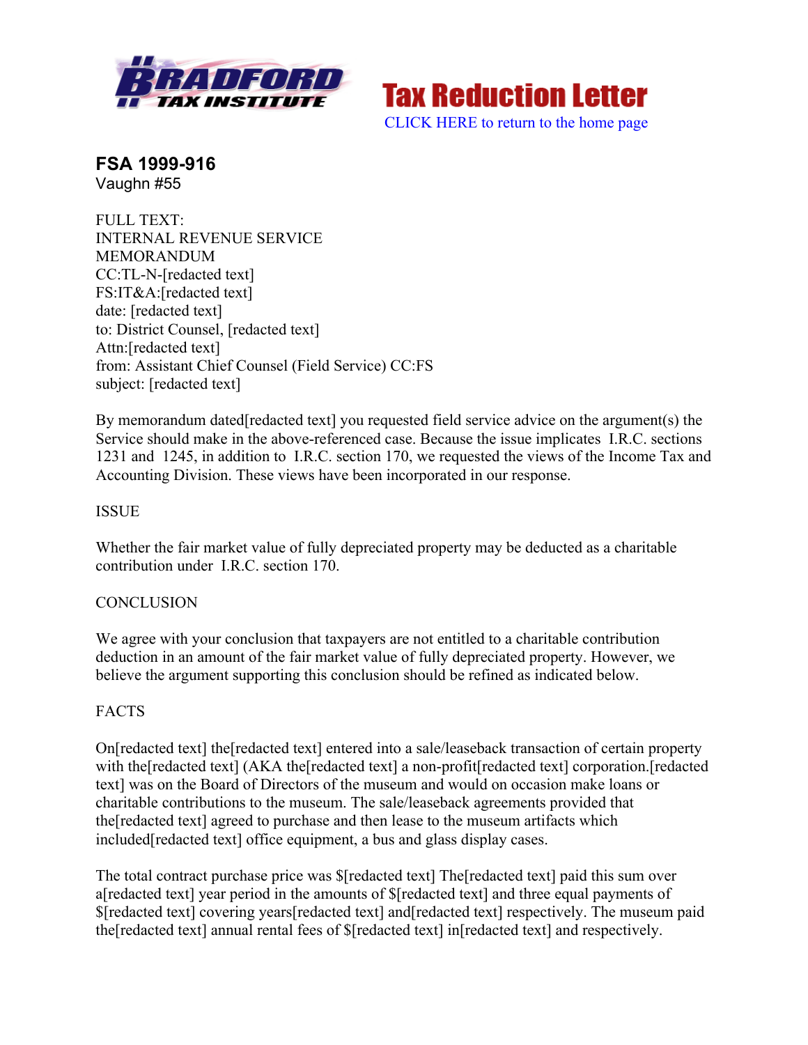# Tax Reduction Letter

CLICK HERE to return to the home page

## FSA 1999-916

Vaughn #55

FULL TEXT:
INTERNAL REVENUE SERVICE
MEMORANDUM
CC:TL-N-[redacted text]
FS:IT&A:[redacted text]
date: [redacted text]
to: District Counsel, [redacted text]
Attn:[redacted text]
from: Assistant Chief Counsel (Field Service) CC:FS
subject: [redacted text]

By memorandum dated[redacted text] you requested field service advice on the argument(s) the Service should make in the above-referenced case. Because the issue implicates I.R.C. sections 1231 and 1245, in addition to I.R.C. section 170, we requested the views of the Income Tax and Accounting Division. These views have been incorporated in our response.

ISSUE

Whether the fair market value of fully depreciated property may be deducted as a charitable contribution under I.R.C. section 170.

CONCLUSION

We agree with your conclusion that taxpayers are not entitled to a charitable contribution deduction in an amount of the fair market value of fully depreciated property. However, we believe the argument supporting this conclusion should be refined as indicated below.

FACTS

On[redacted text] the[redacted text] entered into a sale/leaseback transaction of certain property with the[redacted text] (AKA the[redacted text] a non-profit[redacted text] corporation.[redacted text] was on the Board of Directors of the museum and would on occasion make loans or charitable contributions to the museum. The sale/leaseback agreements provided that the[redacted text] agreed to purchase and then lease to the museum artifacts which included[redacted text] office equipment, a bus and glass display cases.

The total contract purchase price was $[redacted text] The[redacted text] paid this sum over a[redacted text] year period in the amounts of $[redacted text] and three equal payments of $[redacted text] covering years[redacted text] and[redacted text] respectively. The museum paid the[redacted text] annual rental fees of $[redacted text] in[redacted text] and respectively.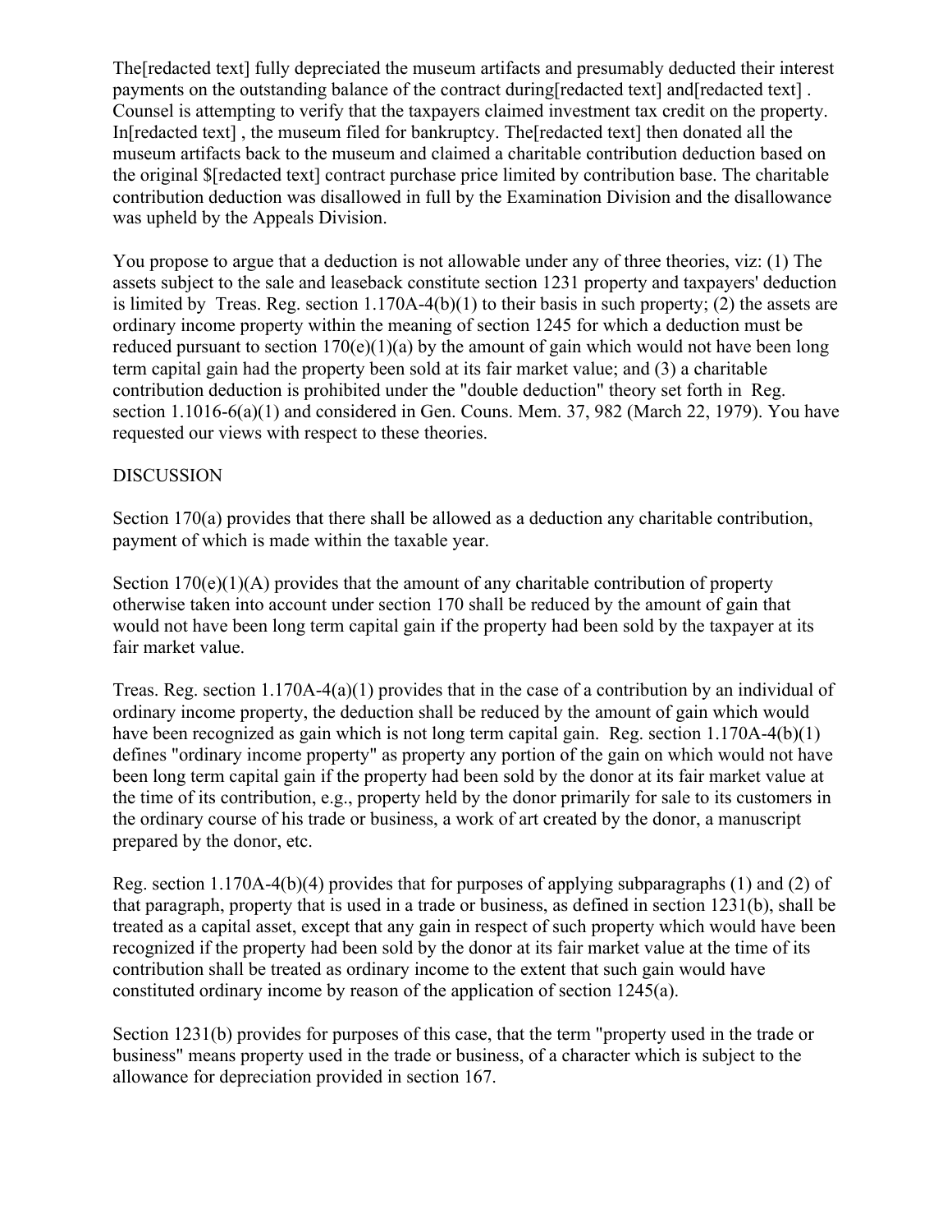The[redacted text] fully depreciated the museum artifacts and presumably deducted their interest payments on the outstanding balance of the contract during[redacted text] and[redacted text] . Counsel is attempting to verify that the taxpayers claimed investment tax credit on the property. In[redacted text] , the museum filed for bankruptcy. The[redacted text] then donated all the museum artifacts back to the museum and claimed a charitable contribution deduction based on the original $[redacted text] contract purchase price limited by contribution base. The charitable contribution deduction was disallowed in full by the Examination Division and the disallowance was upheld by the Appeals Division.

You propose to argue that a deduction is not allowable under any of three theories, viz: (1) The assets subject to the sale and leaseback constitute section 1231 property and taxpayers' deduction is limited by Treas. Reg. section 1.170A-4(b)(1) to their basis in such property; (2) the assets are ordinary income property within the meaning of section 1245 for which a deduction must be reduced pursuant to section 170(e)(1)(a) by the amount of gain which would not have been long term capital gain had the property been sold at its fair market value; and (3) a charitable contribution deduction is prohibited under the "double deduction" theory set forth in Reg. section 1.1016-6(a)(1) and considered in Gen. Couns. Mem. 37, 982 (March 22, 1979). You have requested our views with respect to these theories.

DISCUSSION

Section 170(a) provides that there shall be allowed as a deduction any charitable contribution, payment of which is made within the taxable year.

Section 170(e)(1)(A) provides that the amount of any charitable contribution of property otherwise taken into account under section 170 shall be reduced by the amount of gain that would not have been long term capital gain if the property had been sold by the taxpayer at its fair market value.

Treas. Reg. section 1.170A-4(a)(1) provides that in the case of a contribution by an individual of ordinary income property, the deduction shall be reduced by the amount of gain which would have been recognized as gain which is not long term capital gain. Reg. section 1.170A-4(b)(1) defines "ordinary income property" as property any portion of the gain on which would not have been long term capital gain if the property had been sold by the donor at its fair market value at the time of its contribution, e.g., property held by the donor primarily for sale to its customers in the ordinary course of his trade or business, a work of art created by the donor, a manuscript prepared by the donor, etc.

Reg. section 1.170A-4(b)(4) provides that for purposes of applying subparagraphs (1) and (2) of that paragraph, property that is used in a trade or business, as defined in section 1231(b), shall be treated as a capital asset, except that any gain in respect of such property which would have been recognized if the property had been sold by the donor at its fair market value at the time of its contribution shall be treated as ordinary income to the extent that such gain would have constituted ordinary income by reason of the application of section 1245(a).

Section 1231(b) provides for purposes of this case, that the term "property used in the trade or business" means property used in the trade or business, of a character which is subject to the allowance for depreciation provided in section 167.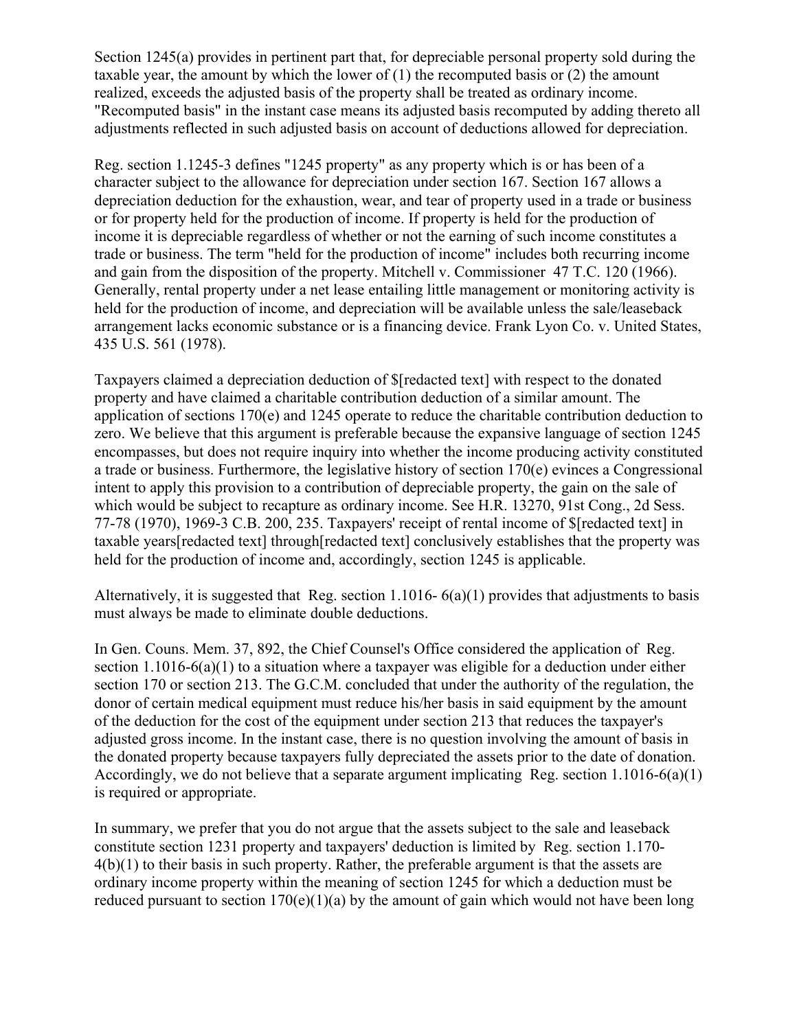Section 1245(a) provides in pertinent part that, for depreciable personal property sold during the taxable year, the amount by which the lower of (1) the recomputed basis or (2) the amount realized, exceeds the adjusted basis of the property shall be treated as ordinary income. "Recomputed basis" in the instant case means its adjusted basis recomputed by adding thereto all adjustments reflected in such adjusted basis on account of deductions allowed for depreciation.

Reg. section 1.1245-3 defines "1245 property" as any property which is or has been of a character subject to the allowance for depreciation under section 167. Section 167 allows a depreciation deduction for the exhaustion, wear, and tear of property used in a trade or business or for property held for the production of income. If property is held for the production of income it is depreciable regardless of whether or not the earning of such income constitutes a trade or business. The term "held for the production of income" includes both recurring income and gain from the disposition of the property. Mitchell v. Commissioner 47 T.C. 120 (1966). Generally, rental property under a net lease entailing little management or monitoring activity is held for the production of income, and depreciation will be available unless the sale/leaseback arrangement lacks economic substance or is a financing device. Frank Lyon Co. v. United States, 435 U.S. 561 (1978).

Taxpayers claimed a depreciation deduction of $[redacted text] with respect to the donated property and have claimed a charitable contribution deduction of a similar amount. The application of sections 170(e) and 1245 operate to reduce the charitable contribution deduction to zero. We believe that this argument is preferable because the expansive language of section 1245 encompasses, but does not require inquiry into whether the income producing activity constituted a trade or business. Furthermore, the legislative history of section 170(e) evinces a Congressional intent to apply this provision to a contribution of depreciable property, the gain on the sale of which would be subject to recapture as ordinary income. See H.R. 13270, 91st Cong., 2d Sess. 77-78 (1970), 1969-3 C.B. 200, 235. Taxpayers' receipt of rental income of $[redacted text] in taxable years[redacted text] through[redacted text] conclusively establishes that the property was held for the production of income and, accordingly, section 1245 is applicable.

Alternatively, it is suggested that Reg. section 1.1016- 6(a)(1) provides that adjustments to basis must always be made to eliminate double deductions.

In Gen. Couns. Mem. 37, 892, the Chief Counsel's Office considered the application of Reg. section 1.1016-6(a)(1) to a situation where a taxpayer was eligible for a deduction under either section 170 or section 213. The G.C.M. concluded that under the authority of the regulation, the donor of certain medical equipment must reduce his/her basis in said equipment by the amount of the deduction for the cost of the equipment under section 213 that reduces the taxpayer's adjusted gross income. In the instant case, there is no question involving the amount of basis in the donated property because taxpayers fully depreciated the assets prior to the date of donation. Accordingly, we do not believe that a separate argument implicating Reg. section 1.1016-6(a)(1) is required or appropriate.

In summary, we prefer that you do not argue that the assets subject to the sale and leaseback constitute section 1231 property and taxpayers' deduction is limited by Reg. section 1.170-4(b)(1) to their basis in such property. Rather, the preferable argument is that the assets are ordinary income property within the meaning of section 1245 for which a deduction must be reduced pursuant to section 170(e)(1)(a) by the amount of gain which would not have been long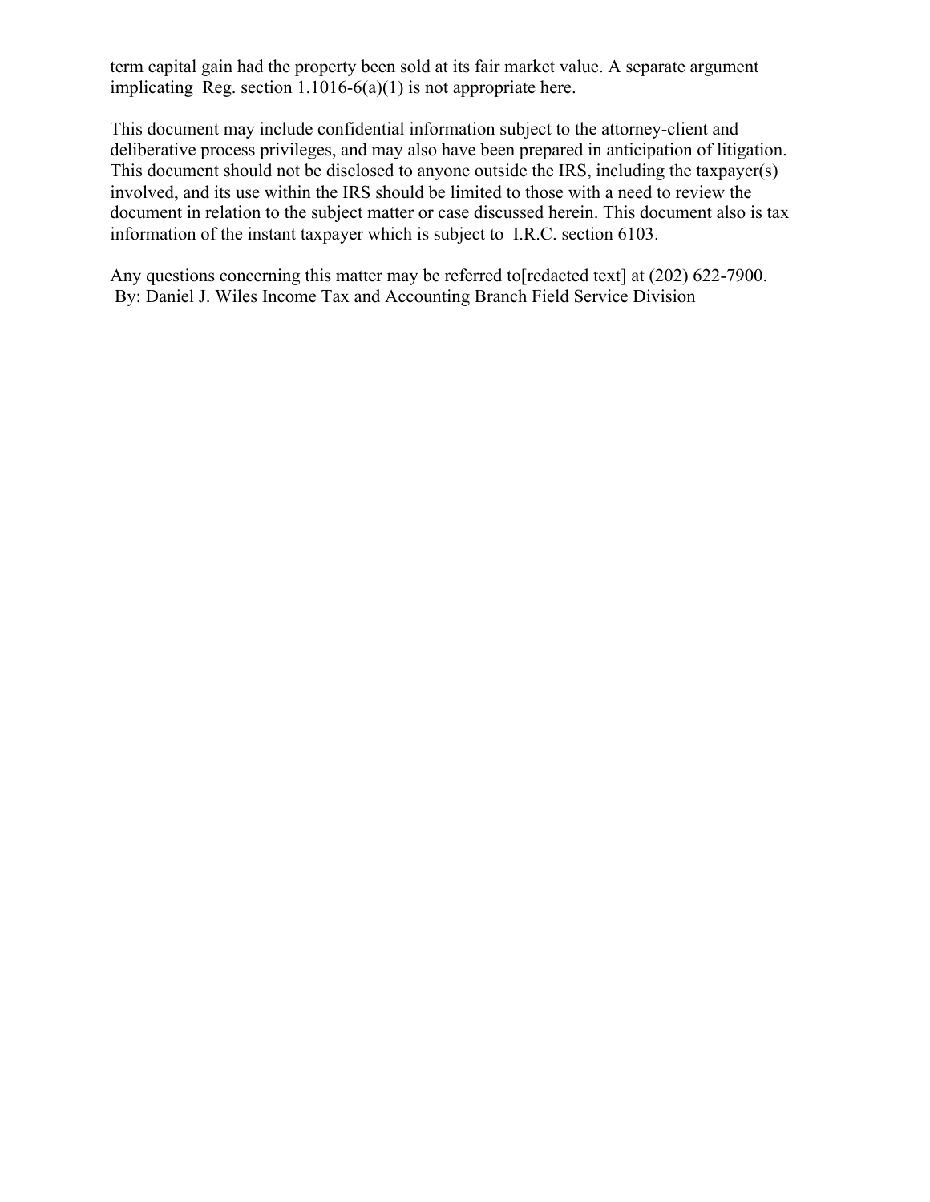term capital gain had the property been sold at its fair market value. A separate argument implicating Reg. section 1.1016-6(a)(1) is not appropriate here.

This document may include confidential information subject to the attorney-client and deliberative process privileges, and may also have been prepared in anticipation of litigation. This document should not be disclosed to anyone outside the IRS, including the taxpayer(s) involved, and its use within the IRS should be limited to those with a need to review the document in relation to the subject matter or case discussed herein. This document also is tax information of the instant taxpayer which is subject to I.R.C. section 6103.

Any questions concerning this matter may be referred to[redacted text] at (202) 622-7900.
By: Daniel J. Wiles Income Tax and Accounting Branch Field Service Division